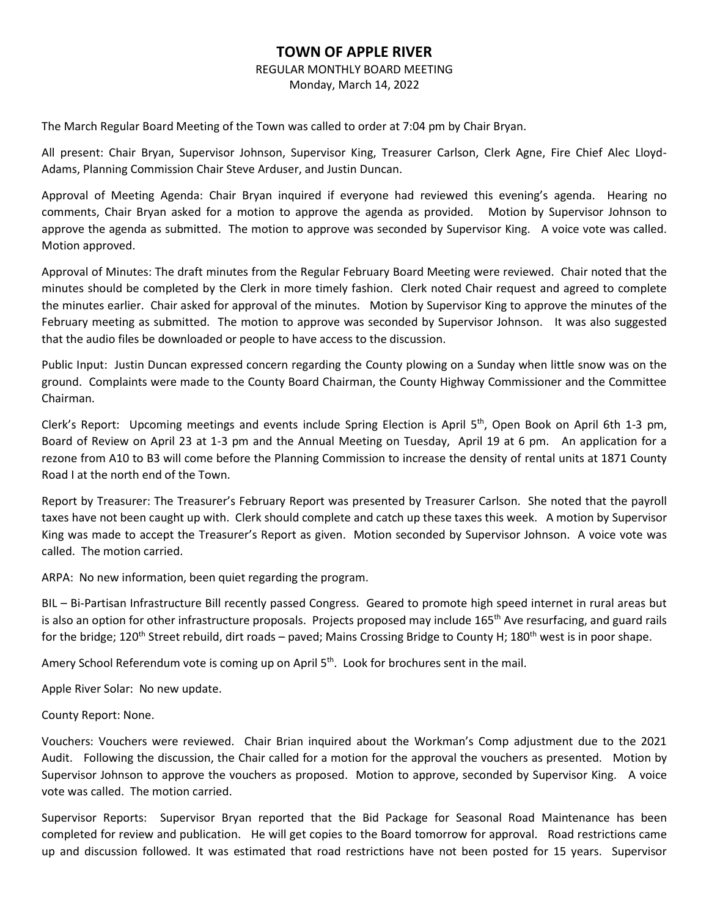# TOWN OF APPLE RIVER

REGULAR MONTHLY BOARD MEETING

Monday, March 14, 2022

The March Regular Board Meeting of the Town was called to order at 7:04 pm by Chair Bryan.

All present: Chair Bryan, Supervisor Johnson, Supervisor King, Treasurer Carlson, Clerk Agne, Fire Chief Alec Lloyd-Adams, Planning Commission Chair Steve Arduser, and Justin Duncan.

Approval of Meeting Agenda: Chair Bryan inquired if everyone had reviewed this evening's agenda. Hearing no comments, Chair Bryan asked for a motion to approve the agenda as provided. Motion by Supervisor Johnson to approve the agenda as submitted. The motion to approve was seconded by Supervisor King. A voice vote was called. Motion approved.

Approval of Minutes: The draft minutes from the Regular February Board Meeting were reviewed. Chair noted that the minutes should be completed by the Clerk in more timely fashion. Clerk noted Chair request and agreed to complete the minutes earlier. Chair asked for approval of the minutes. Motion by Supervisor King to approve the minutes of the February meeting as submitted. The motion to approve was seconded by Supervisor Johnson. It was also suggested that the audio files be downloaded or people to have access to the discussion.

Public Input: Justin Duncan expressed concern regarding the County plowing on a Sunday when little snow was on the ground. Complaints were made to the County Board Chairman, the County Highway Commissioner and the Committee Chairman.

Clerk's Report: Upcoming meetings and events include Spring Election is April 5th, Open Book on April 6th 1-3 pm, Board of Review on April 23 at 1-3 pm and the Annual Meeting on Tuesday, April 19 at 6 pm. An application for a rezone from A10 to B3 will come before the Planning Commission to increase the density of rental units at 1871 County Road I at the north end of the Town.

Report by Treasurer: The Treasurer's February Report was presented by Treasurer Carlson. She noted that the payroll taxes have not been caught up with. Clerk should complete and catch up these taxes this week. A motion by Supervisor King was made to accept the Treasurer's Report as given. Motion seconded by Supervisor Johnson. A voice vote was called. The motion carried.

ARPA: No new information, been quiet regarding the program.

BIL – Bi-Partisan Infrastructure Bill recently passed Congress. Geared to promote high speed internet in rural areas but is also an option for other infrastructure proposals. Projects proposed may include 165th Ave resurfacing, and guard rails for the bridge; 120th Street rebuild, dirt roads – paved; Mains Crossing Bridge to County H; 180th west is in poor shape.

Amery School Referendum vote is coming up on April 5th. Look for brochures sent in the mail.

Apple River Solar: No new update.

County Report: None.

Vouchers: Vouchers were reviewed. Chair Brian inquired about the Workman's Comp adjustment due to the 2021 Audit. Following the discussion, the Chair called for a motion for the approval the vouchers as presented. Motion by Supervisor Johnson to approve the vouchers as proposed. Motion to approve, seconded by Supervisor King. A voice vote was called. The motion carried.

Supervisor Reports: Supervisor Bryan reported that the Bid Package for Seasonal Road Maintenance has been completed for review and publication. He will get copies to the Board tomorrow for approval. Road restrictions came up and discussion followed. It was estimated that road restrictions have not been posted for 15 years. Supervisor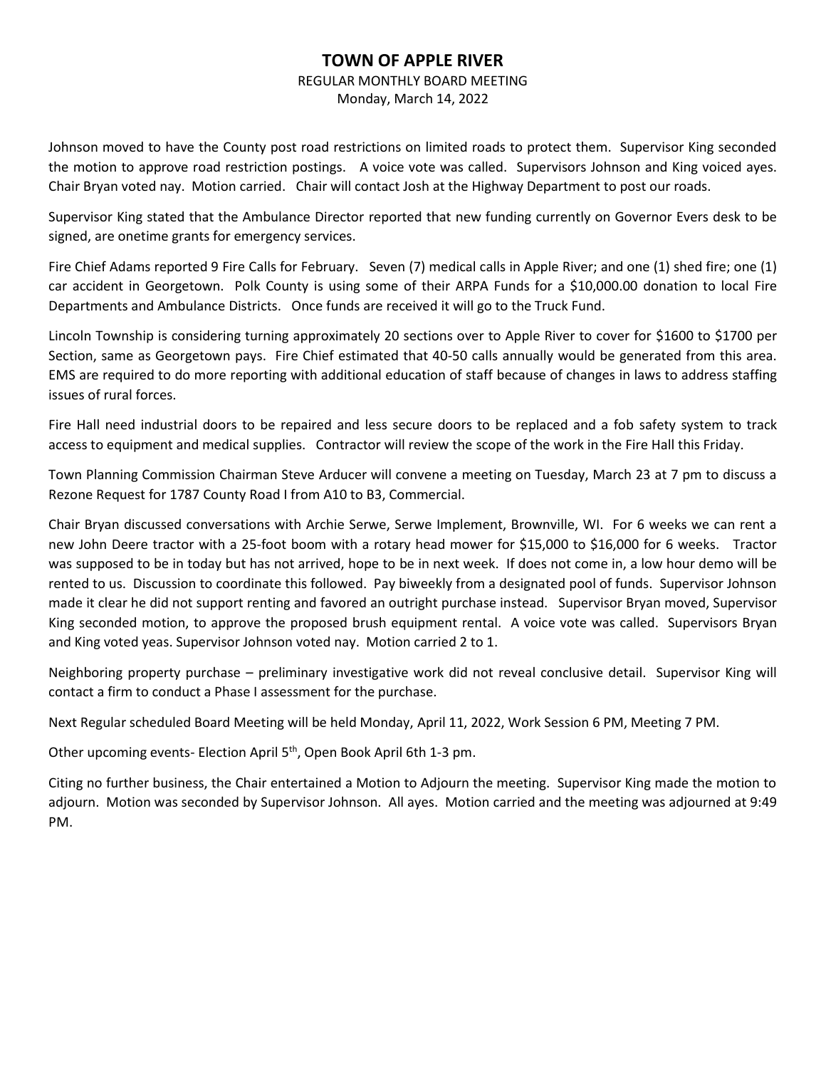# TOWN OF APPLE RIVER

REGULAR MONTHLY BOARD MEETING

Monday, March 14, 2022

Johnson moved to have the County post road restrictions on limited roads to protect them. Supervisor King seconded the motion to approve road restriction postings. A voice vote was called. Supervisors Johnson and King voiced ayes. Chair Bryan voted nay. Motion carried. Chair will contact Josh at the Highway Department to post our roads.

Supervisor King stated that the Ambulance Director reported that new funding currently on Governor Evers desk to be signed, are onetime grants for emergency services.

Fire Chief Adams reported 9 Fire Calls for February. Seven (7) medical calls in Apple River; and one (1) shed fire; one (1) car accident in Georgetown. Polk County is using some of their ARPA Funds for a $10,000.00 donation to local Fire Departments and Ambulance Districts. Once funds are received it will go to the Truck Fund.

Lincoln Township is considering turning approximately 20 sections over to Apple River to cover for $1600 to $1700 per Section, same as Georgetown pays. Fire Chief estimated that 40-50 calls annually would be generated from this area. EMS are required to do more reporting with additional education of staff because of changes in laws to address staffing issues of rural forces.

Fire Hall need industrial doors to be repaired and less secure doors to be replaced and a fob safety system to track access to equipment and medical supplies. Contractor will review the scope of the work in the Fire Hall this Friday.

Town Planning Commission Chairman Steve Arducer will convene a meeting on Tuesday, March 23 at 7 pm to discuss a Rezone Request for 1787 County Road I from A10 to B3, Commercial.

Chair Bryan discussed conversations with Archie Serwe, Serwe Implement, Brownville, WI. For 6 weeks we can rent a new John Deere tractor with a 25-foot boom with a rotary head mower for $15,000 to $16,000 for 6 weeks. Tractor was supposed to be in today but has not arrived, hope to be in next week. If does not come in, a low hour demo will be rented to us. Discussion to coordinate this followed. Pay biweekly from a designated pool of funds. Supervisor Johnson made it clear he did not support renting and favored an outright purchase instead. Supervisor Bryan moved, Supervisor King seconded motion, to approve the proposed brush equipment rental. A voice vote was called. Supervisors Bryan and King voted yeas. Supervisor Johnson voted nay. Motion carried 2 to 1.

Neighboring property purchase – preliminary investigative work did not reveal conclusive detail. Supervisor King will contact a firm to conduct a Phase I assessment for the purchase.

Next Regular scheduled Board Meeting will be held Monday, April 11, 2022, Work Session 6 PM, Meeting 7 PM.

Other upcoming events- Election April 5th, Open Book April 6th 1-3 pm.

Citing no further business, the Chair entertained a Motion to Adjourn the meeting. Supervisor King made the motion to adjourn. Motion was seconded by Supervisor Johnson. All ayes. Motion carried and the meeting was adjourned at 9:49 PM.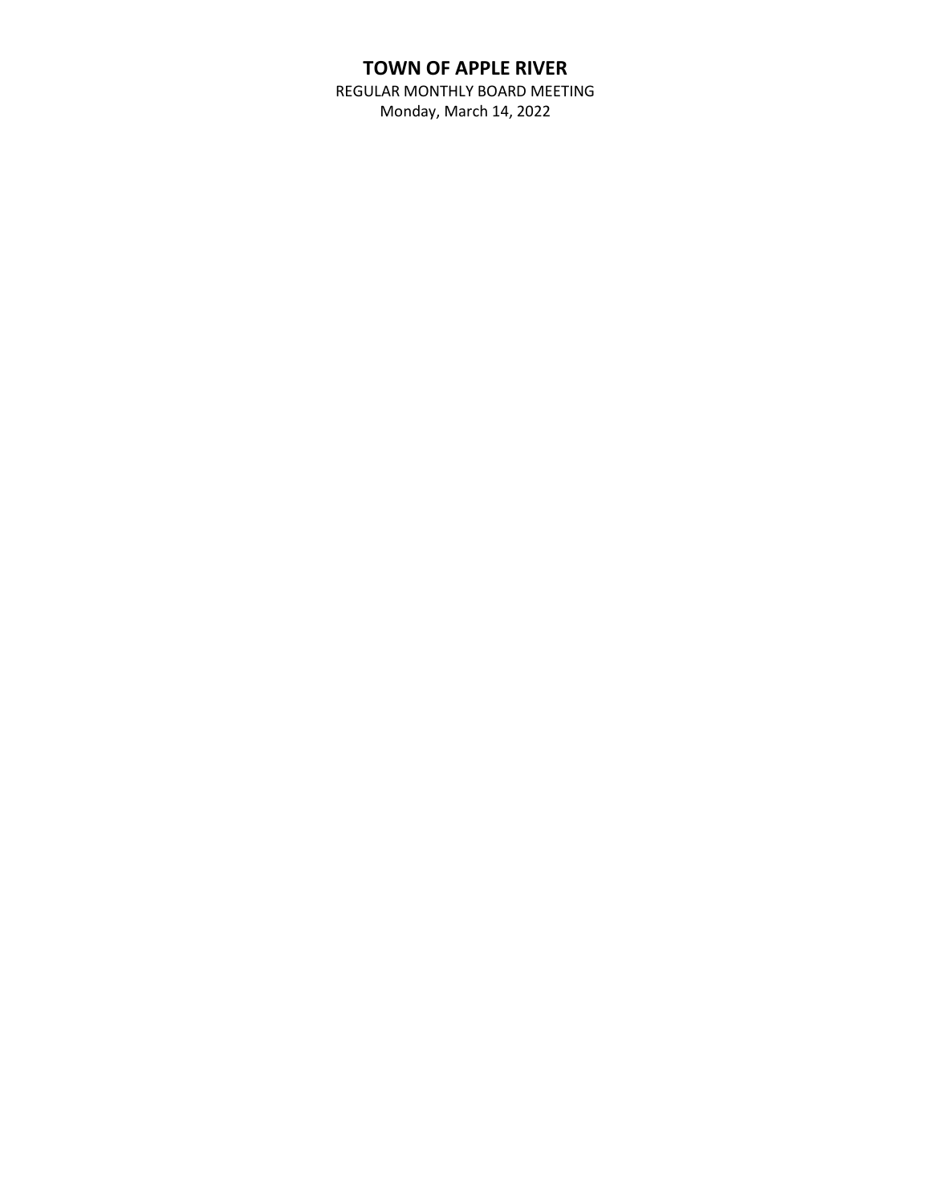# TOWN OF APPLE RIVER

REGULAR MONTHLY BOARD MEETING

Monday, March 14, 2022